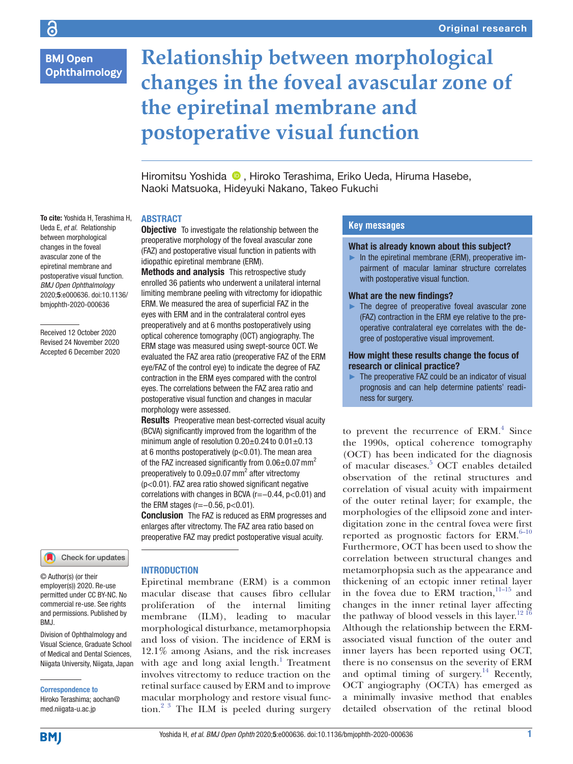Original research

# Relationship between morphological changes in the foveal avascular zone of the epiretinal membrane and postoperative visual function

Hiromitsu Yoshida, Hiroko Terashima, Eriko Ueda, Hiruma Hasebe, Naoki Matsuoka, Hideyuki Nakano, Takeo Fukuchi

**To cite:** Yoshida H, Terashima H, Ueda E, *et al.* Relationship between morphological changes in the foveal avascular zone of the epiretinal membrane and postoperative visual function. *BMJ Open Ophthalmology* 2020;**5**:e000636. doi:10.1136/bmjophth-2020-000636

Received 12 October 2020
Revised 24 November 2020
Accepted 6 December 2020

© Author(s) (or their employer(s)) 2020. Re-use permitted under CC BY-NC. No commercial re-use. See rights and permissions. Published by BMJ.

Division of Ophthalmology and Visual Science, Graduate School of Medical and Dental Sciences, Niigata University, Niigata, Japan

**Correspondence to**
Hiroko Terashima; aochan@med.niigata-u.ac.jp

## ABSTRACT

**Objective** To investigate the relationship between the preoperative morphology of the foveal avascular zone (FAZ) and postoperative visual function in patients with idiopathic epiretinal membrane (ERM).

**Methods and analysis** This retrospective study enrolled 36 patients who underwent a unilateral internal limiting membrane peeling with vitrectomy for idiopathic ERM. We measured the area of superficial FAZ in the eyes with ERM and in the contralateral control eyes preoperatively and at 6 months postoperatively using optical coherence tomography (OCT) angiography. The ERM stage was measured using swept-source OCT. We evaluated the FAZ area ratio (preoperative FAZ of the ERM eye/FAZ of the control eye) to indicate the degree of FAZ contraction in the ERM eyes compared with the control eyes. The correlations between the FAZ area ratio and postoperative visual function and changes in macular morphology were assessed.

**Results** Preoperative mean best-corrected visual acuity (BCVA) significantly improved from the logarithm of the minimum angle of resolution 0.20±0.24 to 0.01±0.13 at 6 months postoperatively ($p<0.01$). The mean area of the FAZ increased significantly from 0.06±0.07 $mm^2$ preoperatively to 0.09±0.07 $mm^2$ after vitrectomy ($p<0.01$). FAZ area ratio showed significant negative correlations with changes in BCVA ($r=-0.44$, $p<0.01$) and the ERM stages ($r=-0.56$, $p<0.01$).

**Conclusion** The FAZ is reduced as ERM progresses and enlarges after vitrectomy. The FAZ area ratio based on preoperative FAZ may predict postoperative visual acuity.

## Key messages

### What is already known about this subject?

- In the epiretinal membrane (ERM), preoperative impairment of macular laminar structure correlates with postoperative visual function.

### What are the new findings?

- The degree of preoperative foveal avascular zone (FAZ) contraction in the ERM eye relative to the preoperative contralateral eye correlates with the degree of postoperative visual improvement.

### How might these results change the focus of research or clinical practice?

- The preoperative FAZ could be an indicator of visual prognosis and can help determine patients' readiness for surgery.

## INTRODUCTION

Epiretinal membrane (ERM) is a common macular disease that causes fibro cellular proliferation of the internal limiting membrane (ILM), leading to macular morphological disturbance, metamorphopsia and loss of vision. The incidence of ERM is 12.1% among Asians, and the risk increases with age and long axial length.[1] Treatment involves vitrectomy to reduce traction on the retinal surface caused by ERM and to improve macular morphology and restore visual function.[2,3] The ILM is peeled during surgery to prevent the recurrence of ERM.[4] Since the 1990s, optical coherence tomography (OCT) has been indicated for the diagnosis of macular diseases.[5] OCT enables detailed observation of the retinal structures and correlation of visual acuity with impairment of the outer retinal layer; for example, the morphologies of the ellipsoid zone and interdigitation zone in the central fovea were first reported as prognostic factors for ERM.[6–10] Furthermore, OCT has been used to show the correlation between structural changes and metamorphopsia such as the appearance and thickening of an ectopic inner retinal layer in the fovea due to ERM traction,[11–15] and changes in the inner retinal layer affecting the pathway of blood vessels in this layer.[12,16] Although the relationship between the ERM-associated visual function of the outer and inner layers has been reported using OCT, there is no consensus on the severity of ERM and optimal timing of surgery.[14] Recently, OCT angiography (OCTA) has emerged as a minimally invasive method that enables detailed observation of the retinal blood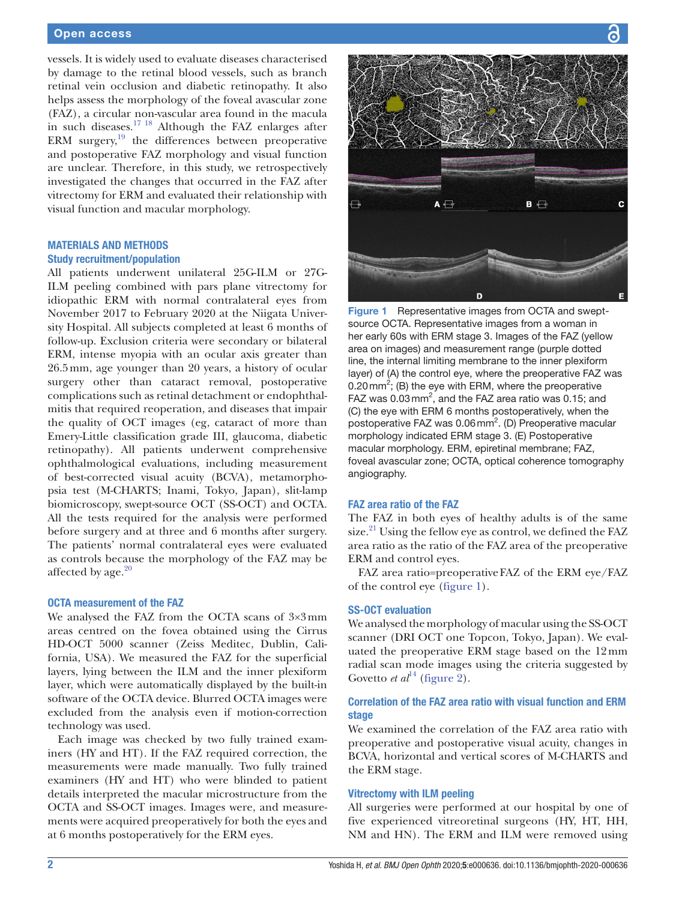vessels. It is widely used to evaluate diseases characterised by damage to the retinal blood vessels, such as branch retinal vein occlusion and diabetic retinopathy. It also helps assess the morphology of the foveal avascular zone (FAZ), a circular non-vascular area found in the macula in such diseases.[17 18] Although the FAZ enlarges after ERM surgery,[19] the differences between preoperative and postoperative FAZ morphology and visual function are unclear. Therefore, in this study, we retrospectively investigated the changes that occurred in the FAZ after vitrectomy for ERM and evaluated their relationship with visual function and macular morphology.

## MATERIALS AND METHODS

### Study recruitment/population

All patients underwent unilateral 25G-ILM or 27G-ILM peeling combined with pars plana vitrectomy for idiopathic ERM with normal contralateral eyes from November 2017 to February 2020 at the Niigata University Hospital. All subjects completed at least 6 months of follow-up. Exclusion criteria were secondary or bilateral ERM, intense myopia with an ocular axis greater than 26.5 mm, age younger than 20 years, a history of ocular surgery other than cataract removal, postoperative complications such as retinal detachment or endophthalmitis that required reoperation, and diseases that impair the quality of OCT images (eg, cataract of more than Emery-Little classification grade III, glaucoma, diabetic retinopathy). All patients underwent comprehensive ophthalmological evaluations, including measurement of best-corrected visual acuity (BCVA), metamorphopsia test (M-CHARTS; Inami, Tokyo, Japan), slit-lamp biomicroscopy, swept-source OCT (SS-OCT) and OCTA. All the tests required for the analysis were performed before surgery and at three and 6 months after surgery. The patients' normal contralateral eyes were evaluated as controls because the morphology of the FAZ may be affected by age.[20]

### OCTA measurement of the FAZ

We analysed the FAZ from the OCTA scans of 3×3 mm areas centred on the fovea obtained using the Cirrus HD-OCT 5000 scanner (Zeiss Meditec, Dublin, California, USA). We measured the FAZ for the superficial layers, lying between the ILM and the inner plexiform layer, which were automatically displayed by the built-in software of the OCTA device. Blurred OCTA images were excluded from the analysis even if motion-correction technology was used.

Each image was checked by two fully trained examiners (HY and HT). If the FAZ required correction, the measurements were made manually. Two fully trained examiners (HY and HT) who were blinded to patient details interpreted the macular microstructure from the OCTA and SS-OCT images. Images were, and measurements were acquired preoperatively for both the eyes and at 6 months postoperatively for the ERM eyes.

Figure 1 Representative images from OCTA and swept-source OCTA. Representative images from a woman in her early 60s with ERM stage 3. Images of the FAZ (yellow area on images) and measurement range (purple dotted line, the internal limiting membrane to the inner plexiform layer) of (A) the control eye, where the preoperative FAZ was 0.20 mm$^2$; (B) the eye with ERM, where the preoperative FAZ was 0.03 mm$^2$, and the FAZ area ratio was 0.15; and (C) the eye with ERM 6 months postoperatively, when the postoperative FAZ was 0.06 mm$^2$. (D) Preoperative macular morphology indicated ERM stage 3. (E) Postoperative macular morphology. ERM, epiretinal membrane; FAZ, foveal avascular zone; OCTA, optical coherence tomography angiography.

### FAZ area ratio of the FAZ

The FAZ in both eyes of healthy adults is of the same size.[21] Using the fellow eye as control, we defined the FAZ area ratio as the ratio of the FAZ area of the preoperative ERM and control eyes.

FAZ area ratio=preoperative FAZ of the ERM eye/FAZ of the control eye (figure 1).

### SS-OCT evaluation

We analysed the morphology of macular using the SS-OCT scanner (DRI OCT one Topcon, Tokyo, Japan). We evaluated the preoperative ERM stage based on the 12 mm radial scan mode images using the criteria suggested by Govetto *et al*[14] (figure 2).

### Correlation of the FAZ area ratio with visual function and ERM stage

We examined the correlation of the FAZ area ratio with preoperative and postoperative visual acuity, changes in BCVA, horizontal and vertical scores of M-CHARTS and the ERM stage.

### Vitrectomy with ILM peeling

All surgeries were performed at our hospital by one of five experienced vitreoretinal surgeons (HY, HT, HH, NM and HN). The ERM and ILM were removed using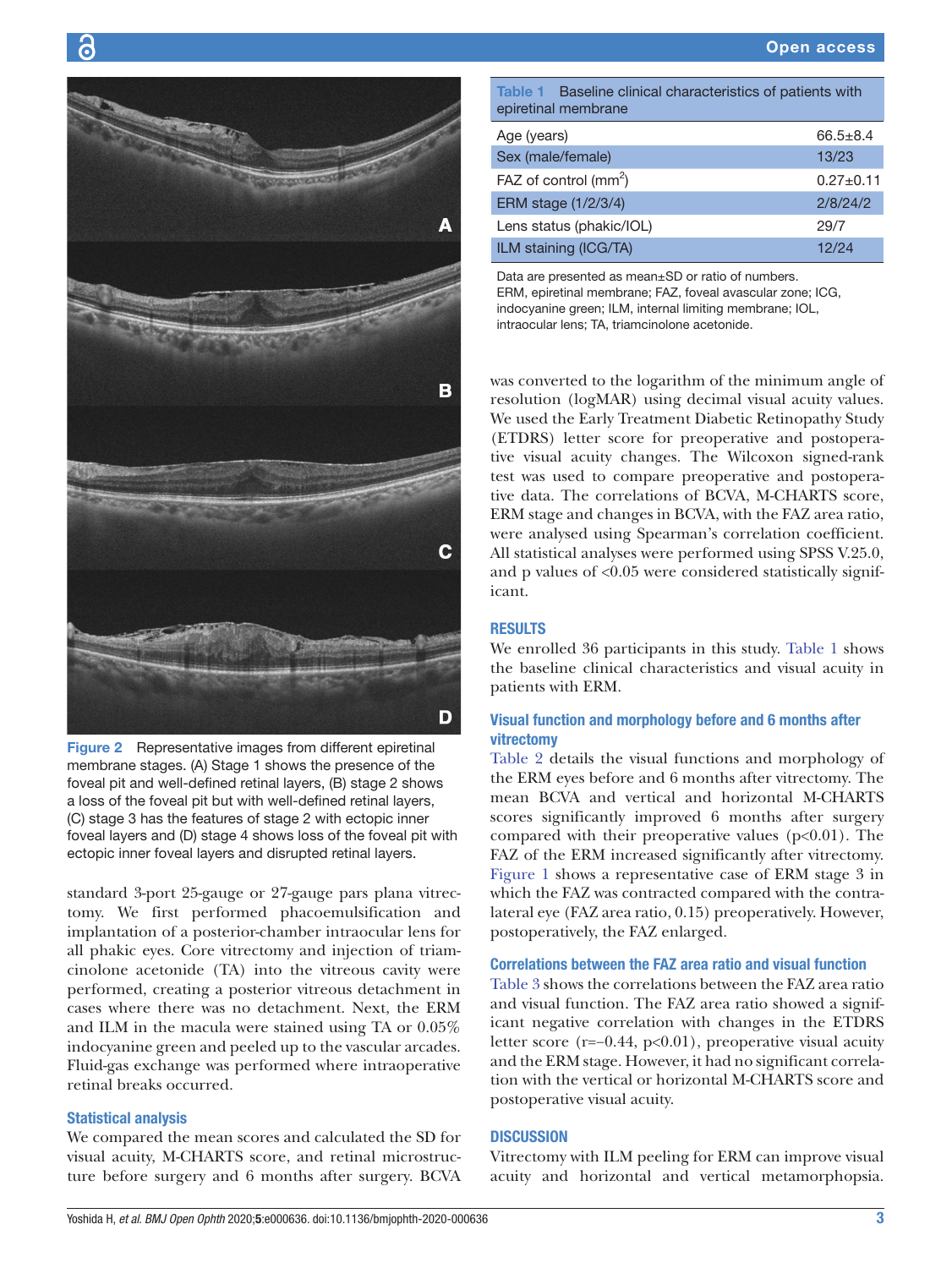Figure 2 Representative images from different epiretinal membrane stages. (A) Stage 1 shows the presence of the foveal pit and well-defined retinal layers, (B) stage 2 shows a loss of the foveal pit but with well-defined retinal layers, (C) stage 3 has the features of stage 2 with ectopic inner foveal layers and (D) stage 4 shows loss of the foveal pit with ectopic inner foveal layers and disrupted retinal layers.

standard 3-port 25-gauge or 27-gauge pars plana vitrectomy. We first performed phacoemulsification and implantation of a posterior-chamber intraocular lens for all phakic eyes. Core vitrectomy and injection of triamcinolone acetonide (TA) into the vitreous cavity were performed, creating a posterior vitreous detachment in cases where there was no detachment. Next, the ERM and ILM in the macula were stained using TA or 0.05% indocyanine green and peeled up to the vascular arcades. Fluid-gas exchange was performed where intraoperative retinal breaks occurred.

### Statistical analysis

We compared the mean scores and calculated the SD for visual acuity, M-CHARTS score, and retinal microstructure before surgery and 6 months after surgery. BCVA was converted to the logarithm of the minimum angle of resolution (logMAR) using decimal visual acuity values. We used the Early Treatment Diabetic Retinopathy Study (ETDRS) letter score for preoperative and postoperative visual acuity changes. The Wilcoxon signed-rank test was used to compare preoperative and postoperative data. The correlations of BCVA, M-CHARTS score, ERM stage and changes in BCVA, with the FAZ area ratio, were analysed using Spearman's correlation coefficient. All statistical analyses were performed using SPSS V.25.0, and p values of <0.05 were considered statistically significant.

**Table 1** Baseline clinical characteristics of patients with epiretinal membrane

| | |
|---|---|
| Age (years) | 66.5±8.4 |
| Sex (male/female) | 13/23 |
| FAZ of control (mm$^2$) | 0.27±0.11 |
| ERM stage (1/2/3/4) | 2/8/24/2 |
| Lens status (phakic/IOL) | 29/7 |
| ILM staining (ICG/TA) | 12/24 |

Data are presented as mean±SD or ratio of numbers.
ERM, epiretinal membrane; FAZ, foveal avascular zone; ICG, indocyanine green; ILM, internal limiting membrane; IOL, intraocular lens; TA, triamcinolone acetonide.

## RESULTS

We enrolled 36 participants in this study. Table 1 shows the baseline clinical characteristics and visual acuity in patients with ERM.

### Visual function and morphology before and 6 months after vitrectomy

Table 2 details the visual functions and morphology of the ERM eyes before and 6 months after vitrectomy. The mean BCVA and vertical and horizontal M-CHARTS scores significantly improved 6 months after surgery compared with their preoperative values (p<0.01). The FAZ of the ERM increased significantly after vitrectomy. Figure 1 shows a representative case of ERM stage 3 in which the FAZ was contracted compared with the contralateral eye (FAZ area ratio, 0.15) preoperatively. However, postoperatively, the FAZ enlarged.

### Correlations between the FAZ area ratio and visual function

Table 3 shows the correlations between the FAZ area ratio and visual function. The FAZ area ratio showed a significant negative correlation with changes in the ETDRS letter score (r=−0.44, p<0.01), preoperative visual acuity and the ERM stage. However, it had no significant correlation with the vertical or horizontal M-CHARTS score and postoperative visual acuity.

## DISCUSSION

Vitrectomy with ILM peeling for ERM can improve visual acuity and horizontal and vertical metamorphopsia.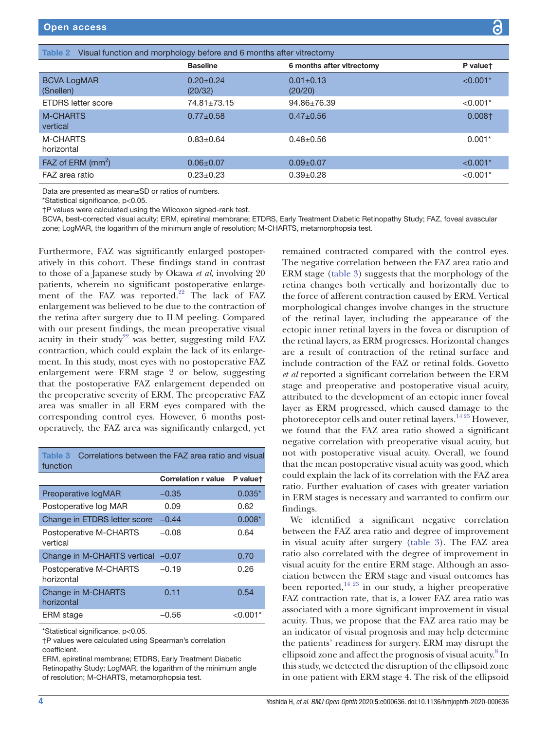Table 2 Visual function and morphology before and 6 months after vitrectomy

| | Baseline | 6 months after vitrectomy | P value† |
|---|---|---|---|
| BCVA LogMAR (Snellen) | 0.20±0.24 (20/32) | 0.01±0.13 (20/20) | <0.001* |
| ETDRS letter score | 74.81±73.15 | 94.86±76.39 | <0.001* |
| M-CHARTS vertical | 0.77±0.58 | 0.47±0.56 | 0.008† |
| M-CHARTS horizontal | 0.83±0.64 | 0.48±0.56 | 0.001* |
| FAZ of ERM ($mm^2$) | 0.06±0.07 | 0.09±0.07 | <0.001* |
| FAZ area ratio | 0.23±0.23 | 0.39±0.28 | <0.001* |

Data are presented as mean±SD or ratios of numbers.

*Statistical significance, p<0.05.

†P values were calculated using the Wilcoxon signed-rank test.

BCVA, best-corrected visual acuity; ERM, epiretinal membrane; ETDRS, Early Treatment Diabetic Retinopathy Study; FAZ, foveal avascular zone; LogMAR, the logarithm of the minimum angle of resolution; M-CHARTS, metamorphopsia test.

Furthermore, FAZ was significantly enlarged postoperatively in this cohort. These findings stand in contrast to those of a Japanese study by Okawa *et al*, involving 20 patients, wherein no significant postoperative enlargement of the FAZ was reported.[22] The lack of FAZ enlargement was believed to be due to the contraction of the retina after surgery due to ILM peeling. Compared with our present findings, the mean preoperative visual acuity in their study[22] was better, suggesting mild FAZ contraction, which could explain the lack of its enlargement. In this study, most eyes with no postoperative FAZ enlargement were ERM stage 2 or below, suggesting that the postoperative FAZ enlargement depended on the preoperative severity of ERM. The preoperative FAZ area was smaller in all ERM eyes compared with the corresponding control eyes. However, 6 months postoperatively, the FAZ area was significantly enlarged, yet remained contracted compared with the control eyes. The negative correlation between the FAZ area ratio and ERM stage (table 3) suggests that the morphology of the retina changes both vertically and horizontally due to the force of afferent contraction caused by ERM. Vertical morphological changes involve changes in the structure of the retinal layer, including the appearance of the ectopic inner retinal layers in the fovea or disruption of the retinal layers, as ERM progresses. Horizontal changes are a result of contraction of the retinal surface and include contraction of the FAZ or retinal folds. Govetto *et al* reported a significant correlation between the ERM stage and preoperative and postoperative visual acuity, attributed to the development of an ectopic inner foveal layer as ERM progressed, which caused damage to the photoreceptor cells and outer retinal layers.[14,23] However, we found that the FAZ area ratio showed a significant negative correlation with preoperative visual acuity, but not with postoperative visual acuity. Overall, we found that the mean postoperative visual acuity was good, which could explain the lack of its correlation with the FAZ area ratio. Further evaluation of cases with greater variation in ERM stages is necessary and warranted to confirm our findings.

Table 3 Correlations between the FAZ area ratio and visual function

| | Correlation r value | P value† |
|---|---|---|
| Preoperative logMAR | −0.35 | 0.035* |
| Postoperative log MAR | 0.09 | 0.62 |
| Change in ETDRS letter score | −0.44 | 0.008* |
| Postoperative M-CHARTS vertical | −0.08 | 0.64 |
| Change in M-CHARTS vertical | −0.07 | 0.70 |
| Postoperative M-CHARTS horizontal | −0.19 | 0.26 |
| Change in M-CHARTS horizontal | 0.11 | 0.54 |
| ERM stage | −0.56 | <0.001* |

*Statistical significance, p<0.05.

†P values were calculated using Spearman's correlation coefficient.

ERM, epiretinal membrane; ETDRS, Early Treatment Diabetic Retinopathy Study; LogMAR, the logarithm of the minimum angle of resolution; M-CHARTS, metamorphopsia test.

We identified a significant negative correlation between the FAZ area ratio and degree of improvement in visual acuity after surgery (table 3). The FAZ area ratio also correlated with the degree of improvement in visual acuity for the entire ERM stage. Although an association between the ERM stage and visual outcomes has been reported,[14,23] in our study, a higher preoperative FAZ contraction rate, that is, a lower FAZ area ratio was associated with a more significant improvement in visual acuity. Thus, we propose that the FAZ area ratio may be an indicator of visual prognosis and may help determine the patients' readiness for surgery. ERM may disrupt the ellipsoid zone and affect the prognosis of visual acuity.[8] In this study, we detected the disruption of the ellipsoid zone in one patient with ERM stage 4. The risk of the ellipsoid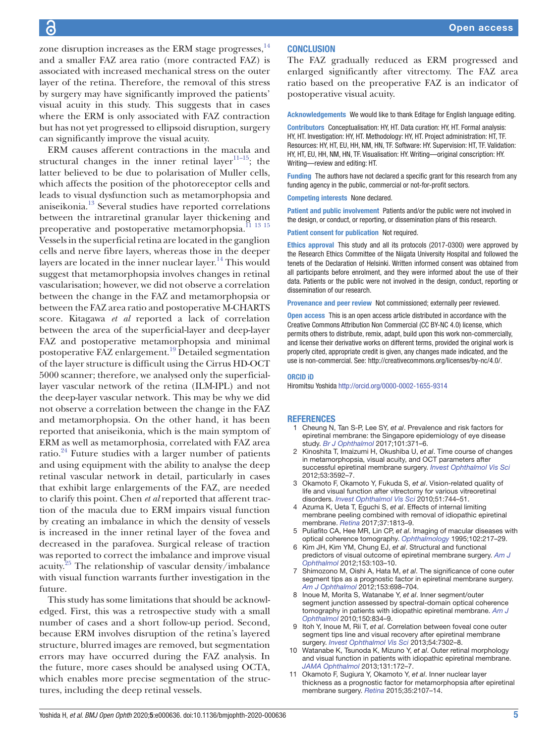zone disruption increases as the ERM stage progresses,[14] and a smaller FAZ area ratio (more contracted FAZ) is associated with increased mechanical stress on the outer layer of the retina. Therefore, the removal of this stress by surgery may have significantly improved the patients' visual acuity in this study. This suggests that in cases where the ERM is only associated with FAZ contraction but has not yet progressed to ellipsoid disruption, surgery can significantly improve the visual acuity.

ERM causes afferent contractions in the macula and structural changes in the inner retinal layer[11–15]; the latter believed to be due to polarisation of Muller cells, which affects the position of the photoreceptor cells and leads to visual dysfunction such as metamorphopsia and aniseikonia.[13] Several studies have reported correlations between the intraretinal granular layer thickening and preoperative and postoperative metamorphopsia.[11 13 15] Vessels in the superficial retina are located in the ganglion cells and nerve fibre layers, whereas those in the deeper layers are located in the inner nuclear layer.[14] This would suggest that metamorphopsia involves changes in retinal vascularisation; however, we did not observe a correlation between the change in the FAZ and metamorphopsia or between the FAZ area ratio and postoperative M-CHARTS score. Kitagawa *et al* reported a lack of correlation between the area of the superficial-layer and deep-layer FAZ and postoperative metamorphopsia and minimal postoperative FAZ enlargement.[19] Detailed segmentation of the layer structure is difficult using the Cirrus HD-OCT 5000 scanner; therefore, we analysed only the superficial-layer vascular network of the retina (ILM-IPL) and not the deep-layer vascular network. This may be why we did not observe a correlation between the change in the FAZ and metamorphopsia. On the other hand, it has been reported that aniseikonia, which is the main symptom of ERM as well as metamorphosia, correlated with FAZ area ratio.[24] Future studies with a larger number of patients and using equipment with the ability to analyse the deep retinal vascular network in detail, particularly in cases that exhibit large enlargements of the FAZ, are needed to clarify this point. Chen *et al* reported that afferent traction of the macula due to ERM impairs visual function by creating an imbalance in which the density of vessels is increased in the inner retinal layer of the fovea and decreased in the parafovea. Surgical release of traction was reported to correct the imbalance and improve visual acuity.[25] The relationship of vascular density/imbalance with visual function warrants further investigation in the future.

This study has some limitations that should be acknowledged. First, this was a retrospective study with a small number of cases and a short follow-up period. Second, because ERM involves disruption of the retina's layered structure, blurred images are removed, but segmentation errors may have occurred during the FAZ analysis. In the future, more cases should be analysed using OCTA, which enables more precise segmentation of the structures, including the deep retinal vessels.

## CONCLUSION

The FAZ gradually reduced as ERM progressed and enlarged significantly after vitrectomy. The FAZ area ratio based on the preoperative FAZ is an indicator of postoperative visual acuity.

**Acknowledgements** We would like to thank Editage for English language editing.

**Contributors** Conceptualisation: HY, HT. Data curation: HY, HT. Formal analysis: HY, HT. Investigation: HY, HT. Methodology: HY, HT. Project administration: HT, TF. Resources: HY, HT, EU, HH, NM, HN, TF. Software: HY. Supervision: HT, TF. Validation: HY, HT, EU, HH, NM, HN, TF. Visualisation: HY. Writing—original conscription: HY. Writing—review and editing: HT.

**Funding** The authors have not declared a specific grant for this research from any funding agency in the public, commercial or not-for-profit sectors.

**Competing interests** None declared.

**Patient and public involvement** Patients and/or the public were not involved in the design, or conduct, or reporting, or dissemination plans of this research.

**Patient consent for publication** Not required.

**Ethics approval** This study and all its protocols (2017-0300) were approved by the Research Ethics Committee of the Niigata University Hospital and followed the tenets of the Declaration of Helsinki. Written informed consent was obtained from all participants before enrolment, and they were informed about the use of their data. Patients or the public were not involved in the design, conduct, reporting or dissemination of our research.

**Provenance and peer review** Not commissioned; externally peer reviewed.

**Open access** This is an open access article distributed in accordance with the Creative Commons Attribution Non Commercial (CC BY-NC 4.0) license, which permits others to distribute, remix, adapt, build upon this work non-commercially, and license their derivative works on different terms, provided the original work is properly cited, appropriate credit is given, any changes made indicated, and the use is non-commercial. See: http://creativecommons.org/licenses/by-nc/4.0/.

### ORCID iD

Hiromitsu Yoshida http://orcid.org/0000-0002-1655-9314

## REFERENCES

1. Cheung N, Tan S-P, Lee SY, *et al*. Prevalence and risk factors for epiretinal membrane: the Singapore epidemiology of eye disease study. *Br J Ophthalmol* 2017;101:371–6.
2. Kinoshita T, Imaizumi H, Okushiba U, *et al*. Time course of changes in metamorphopsia, visual acuity, and OCT parameters after successful epiretinal membrane surgery. *Invest Ophthalmol Vis Sci* 2012;53:3592–7.
3. Okamoto F, Okamoto Y, Fukuda S, *et al*. Vision-related quality of life and visual function after vitrectomy for various vitreoretinal disorders. *Invest Ophthalmol Vis Sci* 2010;51:744–51.
4. Azuma K, Ueta T, Eguchi S, *et al*. Effects of internal limiting membrane peeling combined with removal of idiopathic epiretinal membrane. *Retina* 2017;37:1813–9.
5. Puliafito CA, Hee MR, Lin CP, *et al*. Imaging of macular diseases with optical coherence tomography. *Ophthalmology* 1995;102:217–29.
6. Kim JH, Kim YM, Chung EJ, *et al*. Structural and functional predictors of visual outcome of epiretinal membrane surgery. *Am J Ophthalmol* 2012;153:103–10.
7. Shimozono M, Oishi A, Hata M, *et al*. The significance of cone outer segment tips as a prognostic factor in epiretinal membrane surgery. *Am J Ophthalmol* 2012;153:698–704.
8. Inoue M, Morita S, Watanabe Y, *et al*. Inner segment/outer segment junction assessed by spectral-domain optical coherence tomography in patients with idiopathic epiretinal membrane. *Am J Ophthalmol* 2010;150:834–9.
9. Itoh Y, Inoue M, Rii T, *et al*. Correlation between foveal cone outer segment tips line and visual recovery after epiretinal membrane surgery. *Invest Ophthalmol Vis Sci* 2013;54:7302–8.
10. Watanabe K, Tsunoda K, Mizuno Y, *et al*. Outer retinal morphology and visual function in patients with idiopathic epiretinal membrane. *JAMA Ophthalmol* 2013;131:172–7.
11. Okamoto F, Sugiura Y, Okamoto Y, *et al*. Inner nuclear layer thickness as a prognostic factor for metamorphopsia after epiretinal membrane surgery. *Retina* 2015;35:2107–14.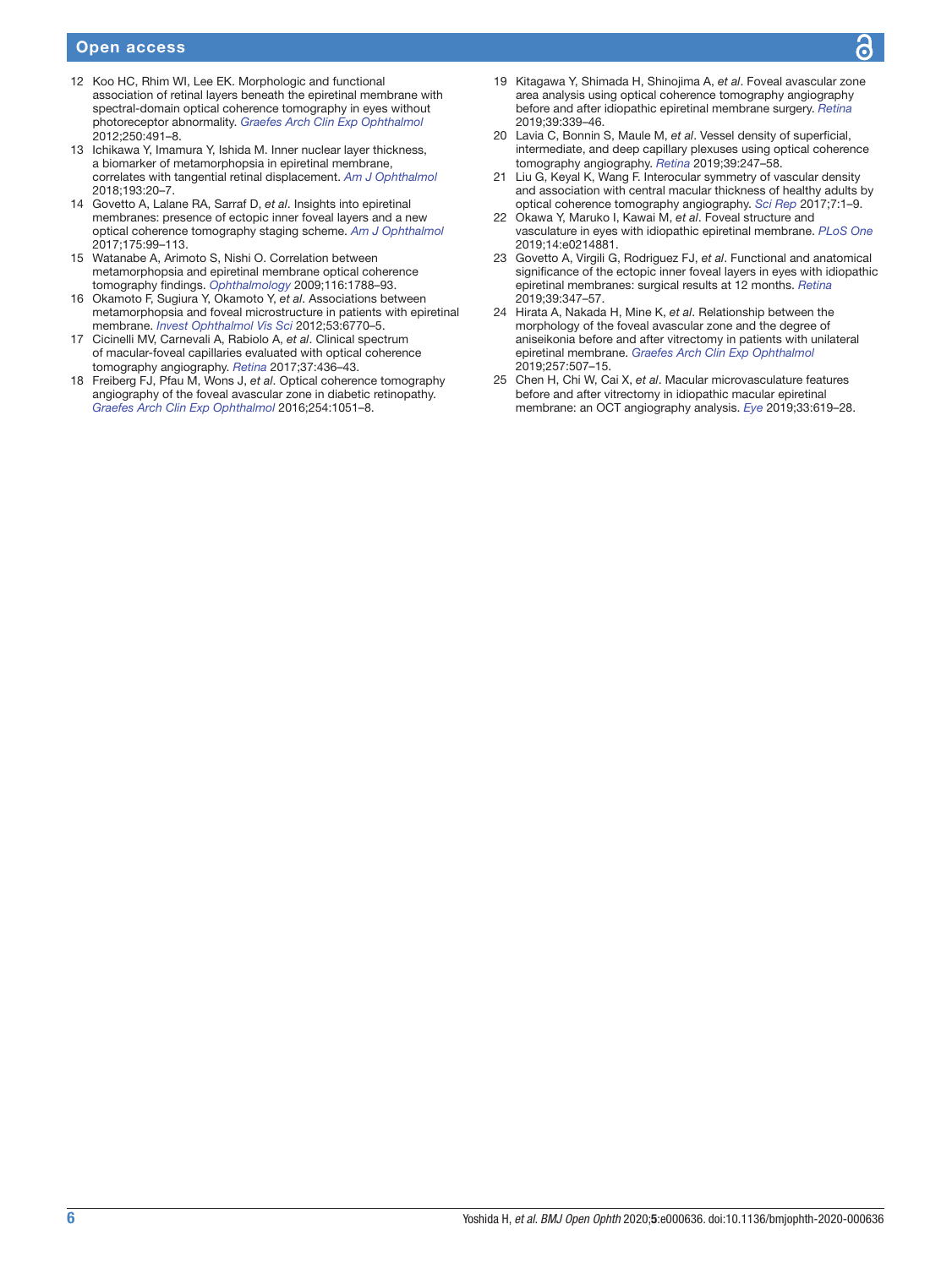12 Koo HC, Rhim WI, Lee EK. Morphologic and functional association of retinal layers beneath the epiretinal membrane with spectral-domain optical coherence tomography in eyes without photoreceptor abnormality. *Graefes Arch Clin Exp Ophthalmol* 2012;250:491–8.

13 Ichikawa Y, Imamura Y, Ishida M. Inner nuclear layer thickness, a biomarker of metamorphopsia in epiretinal membrane, correlates with tangential retinal displacement. *Am J Ophthalmol* 2018;193:20–7.

14 Govetto A, Lalane RA, Sarraf D, *et al*. Insights into epiretinal membranes: presence of ectopic inner foveal layers and a new optical coherence tomography staging scheme. *Am J Ophthalmol* 2017;175:99–113.

15 Watanabe A, Arimoto S, Nishi O. Correlation between metamorphopsia and epiretinal membrane optical coherence tomography findings. *Ophthalmology* 2009;116:1788–93.

16 Okamoto F, Sugiura Y, Okamoto Y, *et al*. Associations between metamorphopsia and foveal microstructure in patients with epiretinal membrane. *Invest Ophthalmol Vis Sci* 2012;53:6770–5.

17 Cicinelli MV, Carnevali A, Rabiolo A, *et al*. Clinical spectrum of macular-foveal capillaries evaluated with optical coherence tomography angiography. *Retina* 2017;37:436–43.

18 Freiberg FJ, Pfau M, Wons J, *et al*. Optical coherence tomography angiography of the foveal avascular zone in diabetic retinopathy. *Graefes Arch Clin Exp Ophthalmol* 2016;254:1051–8.

19 Kitagawa Y, Shimada H, Shinojima A, *et al*. Foveal avascular zone area analysis using optical coherence tomography angiography before and after idiopathic epiretinal membrane surgery. *Retina* 2019;39:339–46.

20 Lavia C, Bonnin S, Maule M, *et al*. Vessel density of superficial, intermediate, and deep capillary plexuses using optical coherence tomography angiography. *Retina* 2019;39:247–58.

21 Liu G, Keyal K, Wang F. Interocular symmetry of vascular density and association with central macular thickness of healthy adults by optical coherence tomography angiography. *Sci Rep* 2017;7:1–9.

22 Okawa Y, Maruko I, Kawai M, *et al*. Foveal structure and vasculature in eyes with idiopathic epiretinal membrane. *PLoS One* 2019;14:e0214881.

23 Govetto A, Virgili G, Rodriguez FJ, *et al*. Functional and anatomical significance of the ectopic inner foveal layers in eyes with idiopathic epiretinal membranes: surgical results at 12 months. *Retina* 2019;39:347–57.

24 Hirata A, Nakada H, Mine K, *et al*. Relationship between the morphology of the foveal avascular zone and the degree of aniseikonia before and after vitrectomy in patients with unilateral epiretinal membrane. *Graefes Arch Clin Exp Ophthalmol* 2019;257:507–15.

25 Chen H, Chi W, Cai X, *et al*. Macular microvasculature features before and after vitrectomy in idiopathic macular epiretinal membrane: an OCT angiography analysis. *Eye* 2019;33:619–28.